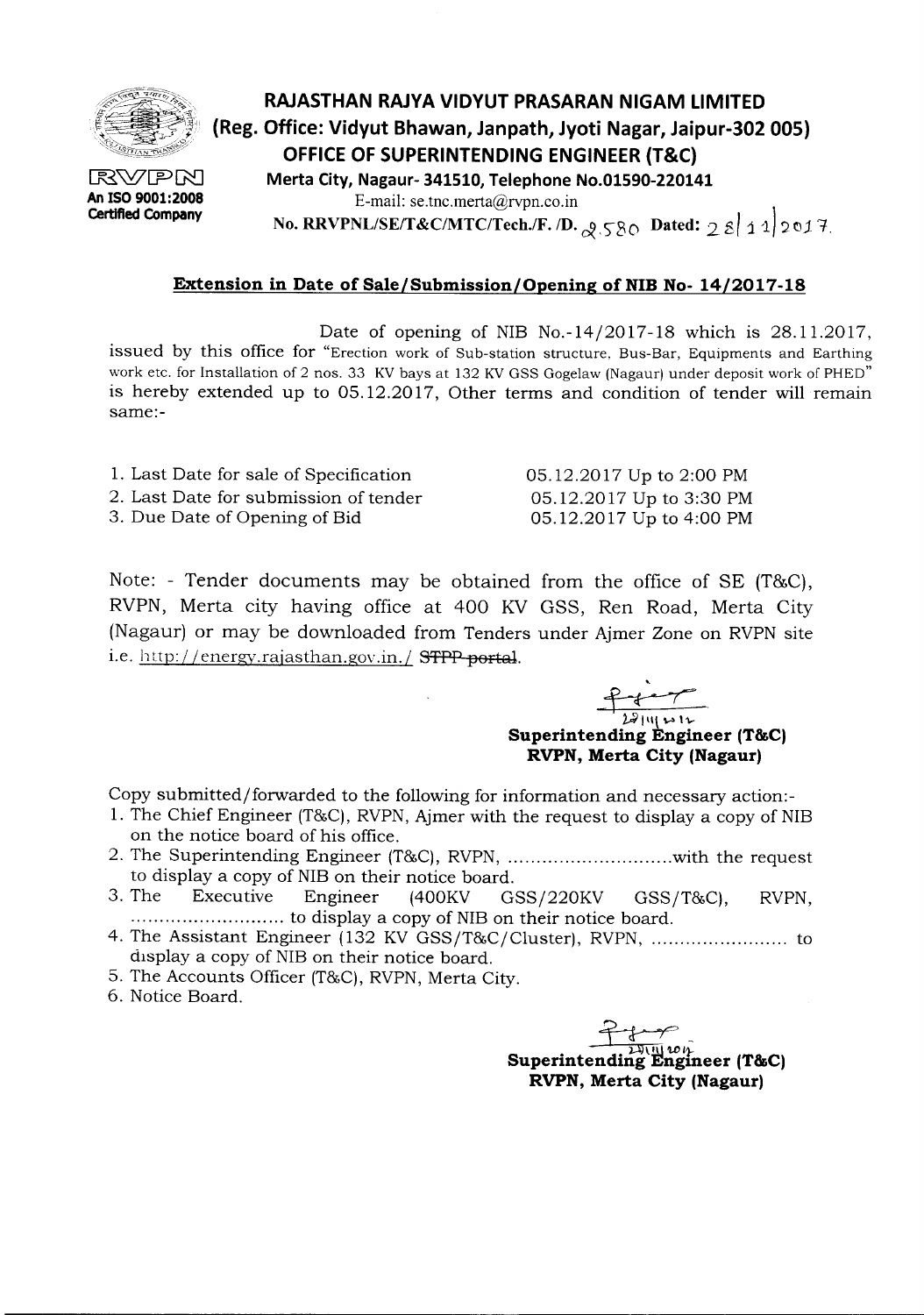RVPN
An ISO 9001:2008 Certified Company

# RAJASTHAN RAJYA VIDYUT PRASARAN NIGAM LIMITED

**(Reg. Office: Vidyut Bhawan, Janpath, Jyoti Nagar, Jaipur-302 005)**

**OFFICE OF SUPERINTENDING ENGINEER (T&C)**

**Merta City, Nagaur- 341510, Telephone No.01590-220141**

E-mail: se.tnc.merta@rvpn.co.in

**No. RRVPNL/SE/T&C/MTC/Tech./F. /D. 2580 Dated: 28/11/2017.**

## Extension in Date of Sale/Submission/Opening of NIB No- 14/2017-18

Date of opening of NIB No.-14/2017-18 which is 28.11.2017, issued by this office for "Erection work of Sub-station structure, Bus-Bar, Equipments and Earthing work etc. for Installation of 2 nos. 33 KV bays at 132 KV GSS Gogelaw (Nagaur) under deposit work of PHED" is hereby extended up to 05.12.2017, Other terms and condition of tender will remain same:-

| | |
|---|---|
| 1. Last Date for sale of Specification | 05.12.2017 Up to 2:00 PM |
| 2. Last Date for submission of tender | 05.12.2017 Up to 3:30 PM |
| 3. Due Date of Opening of Bid | 05.12.2017 Up to 4:00 PM |

Note: - Tender documents may be obtained from the office of SE (T&C), RVPN, Merta city having office at 400 KV GSS, Ren Road, Merta City (Nagaur) or may be downloaded from Tenders under Ajmer Zone on RVPN site i.e. http://energy.rajasthan.gov.in./ ~~STPP portal~~.

28/11/2017
**Superintending Engineer (T&C)**
**RVPN, Merta City (Nagaur)**

Copy submitted/forwarded to the following for information and necessary action:-

1. The Chief Engineer (T&C), RVPN, Ajmer with the request to display a copy of NIB on the notice board of his office.
2. The Superintending Engineer (T&C), RVPN, .............................with the request to display a copy of NIB on their notice board.
3. The Executive Engineer (400KV GSS/220KV GSS/T&C), RVPN, ............................ to display a copy of NIB on their notice board.
4. The Assistant Engineer (132 KV GSS/T&C/Cluster), RVPN, ........................ to display a copy of NIB on their notice board.
5. The Accounts Officer (T&C), RVPN, Merta City.
6. Notice Board.

28/11/2017
**Superintending Engineer (T&C)**
**RVPN, Merta City (Nagaur)**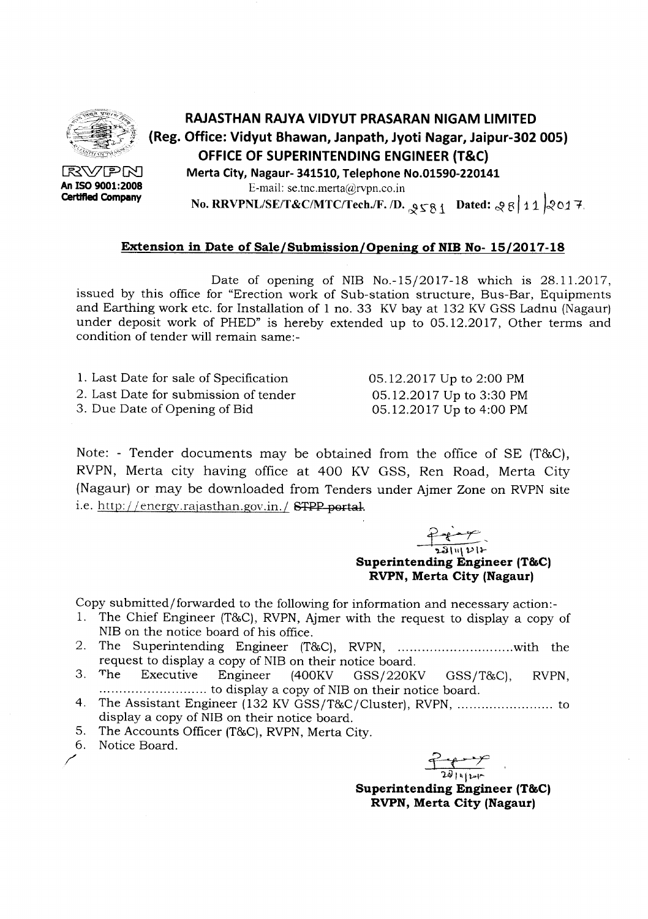# RAJASTHAN RAJYA VIDYUT PRASARAN NIGAM LIMITED

**(Reg. Office: Vidyut Bhawan, Janpath, Jyoti Nagar, Jaipur-302 005)**

**OFFICE OF SUPERINTENDING ENGINEER (T&C)**

RVPN
An ISO 9001:2008 Certified Company

**Merta City, Nagaur- 341510, Telephone No.01590-220141**

E-mail: se.tnc.merta@rvpn.co.in

**No. RRVPNL/SE/T&C/MTC/Tech./F. /D. 2581 Dated: 28/11/2017**

## Extension in Date of Sale/Submission/Opening of NIB No- 15/2017-18

Date of opening of NIB No.-15/2017-18 which is 28.11.2017, issued by this office for "Erection work of Sub-station structure, Bus-Bar, Equipments and Earthing work etc. for Installation of 1 no. 33 KV bay at 132 KV GSS Ladnu (Nagaur) under deposit work of PHED" is hereby extended up to 05.12.2017, Other terms and condition of tender will remain same:-

| | |
|---|---|
| 1. Last Date for sale of Specification | 05.12.2017 Up to 2:00 PM |
| 2. Last Date for submission of tender | 05.12.2017 Up to 3:30 PM |
| 3. Due Date of Opening of Bid | 05.12.2017 Up to 4:00 PM |

Note: - Tender documents may be obtained from the office of SE (T&C), RVPN, Merta city having office at 400 KV GSS, Ren Road, Merta City (Nagaur) or may be downloaded from Tenders under Ajmer Zone on RVPN site i.e. http://energy.rajasthan.gov.in./ ~~STPP portal~~.

28/11/2017

**Superintending Engineer (T&C)**
**RVPN, Merta City (Nagaur)**

Copy submitted/forwarded to the following for information and necessary action:-

1. The Chief Engineer (T&C), RVPN, Ajmer with the request to display a copy of NIB on the notice board of his office.
2. The Superintending Engineer (T&C), RVPN, ............................with the request to display a copy of NIB on their notice board.
3. The Executive Engineer (400KV GSS/220KV GSS/T&C), RVPN, ........................... to display a copy of NIB on their notice board.
4. The Assistant Engineer (132 KV GSS/T&C/Cluster), RVPN, ........................ to display a copy of NIB on their notice board.
5. The Accounts Officer (T&C), RVPN, Merta City.
6. Notice Board.

28/11/2017

**Superintending Engineer (T&C)**
**RVPN, Merta City (Nagaur)**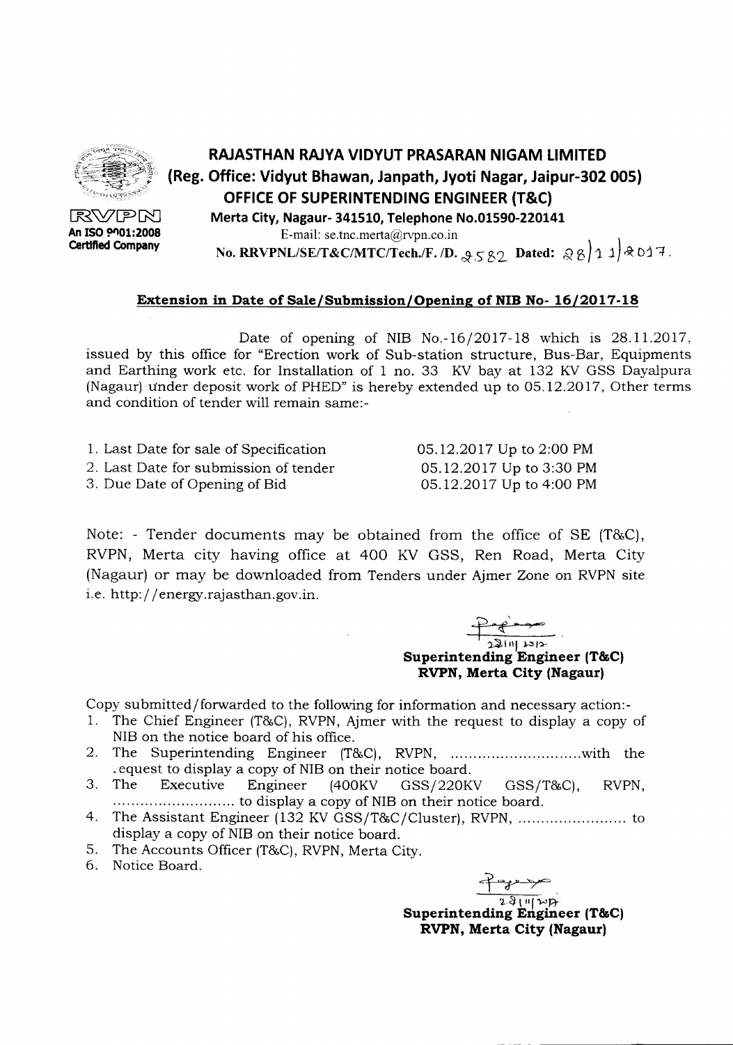# RAJASTHAN RAJYA VIDYUT PRASARAN NIGAM LIMITED

**(Reg. Office: Vidyut Bhawan, Janpath, Jyoti Nagar, Jaipur-302 005)**

**OFFICE OF SUPERINTENDING ENGINEER (T&C)**

RVPN
An ISO 9001:2008 Certified Company

**Merta City, Nagaur- 341510, Telephone No.01590-220141**

E-mail: se.tnc.merta@rvpn.co.in

No. RRVPNL/SE/T&C/MTC/Tech./F. /D. 2582 Dated: 28/11/2017.

## Extension in Date of Sale/Submission/Opening of NIB No- 16/2017-18

Date of opening of NIB No.-16/2017-18 which is 28.11.2017, issued by this office for "Erection work of Sub-station structure, Bus-Bar, Equipments and Earthing work etc. for Installation of 1 no. 33 KV bay at 132 KV GSS Dayalpura (Nagaur) under deposit work of PHED" is hereby extended up to 05.12.2017, Other terms and condition of tender will remain same:-

| | |
|---|---|
| 1. Last Date for sale of Specification | 05.12.2017 Up to 2:00 PM |
| 2. Last Date for submission of tender | 05.12.2017 Up to 3:30 PM |
| 3. Due Date of Opening of Bid | 05.12.2017 Up to 4:00 PM |

Note: - Tender documents may be obtained from the office of SE (T&C), RVPN, Merta city having office at 400 KV GSS, Ren Road, Merta City (Nagaur) or may be downloaded from Tenders under Ajmer Zone on RVPN site i.e. http://energy.rajasthan.gov.in.

28/11/2017

**Superintending Engineer (T&C)**
**RVPN, Merta City (Nagaur)**

Copy submitted/forwarded to the following for information and necessary action:-

1. The Chief Engineer (T&C), RVPN, Ajmer with the request to display a copy of NIB on the notice board of his office.
2. The Superintending Engineer (T&C), RVPN, ..............................with the request to display a copy of NIB on their notice board.
3. The Executive Engineer (400KV GSS/220KV GSS/T&C), RVPN, ........................... to display a copy of NIB on their notice board.
4. The Assistant Engineer (132 KV GSS/T&C/Cluster), RVPN, ........................ to display a copy of NIB on their notice board.
5. The Accounts Officer (T&C), RVPN, Merta City.
6. Notice Board.

28/11/2017

**Superintending Engineer (T&C)**
**RVPN, Merta City (Nagaur)**